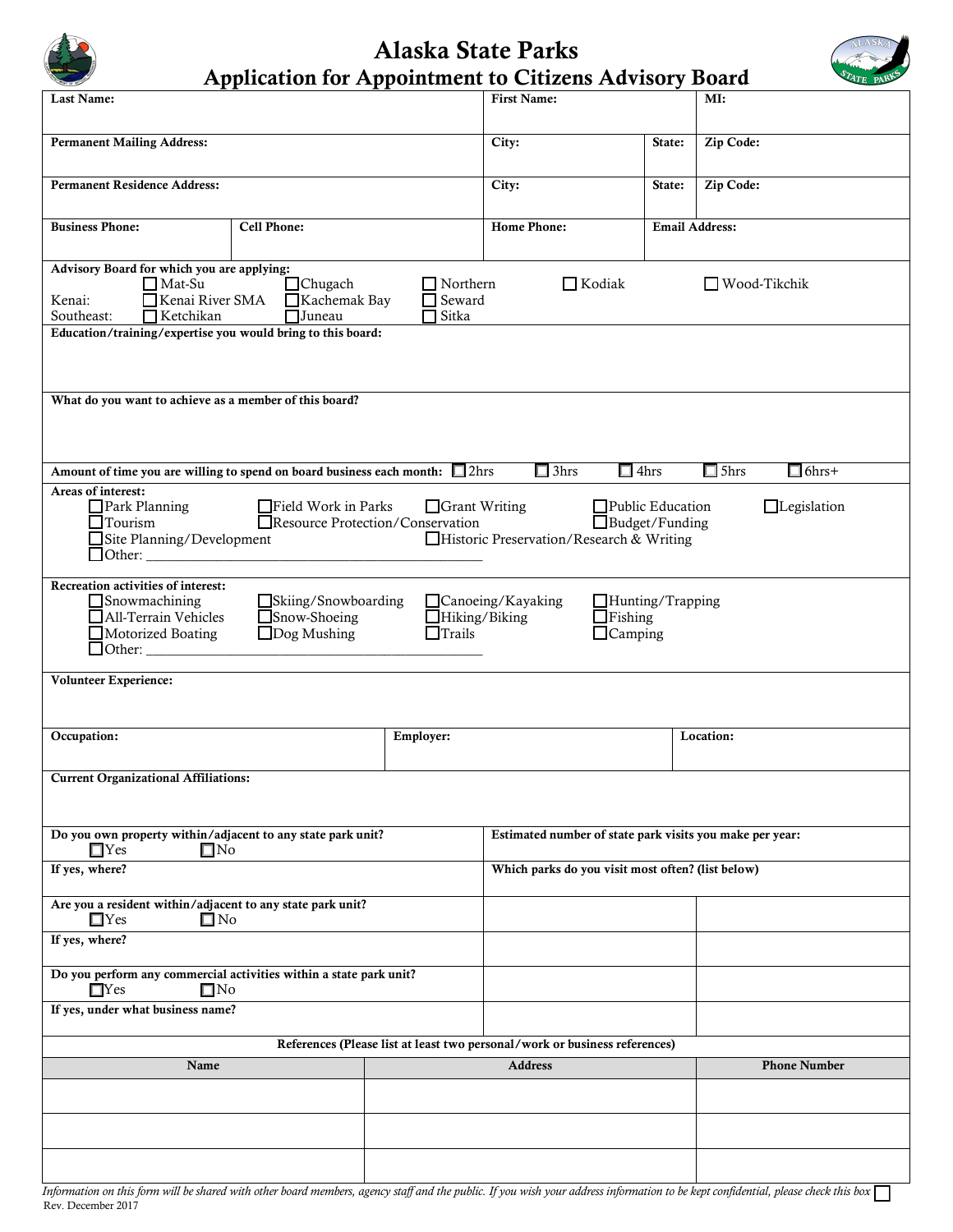# Alaska State Parks

## Application for Appointment to Citizens Advisory Board

| **Last Name:** | **First Name:** | **MI:** |
|---|---|---|
| | | |

| **Permanent Mailing Address:** | **City:** | **State:** | **Zip Code:** |
|---|---|---|---|
| | | | |

| **Permanent Residence Address:** | **City:** | **State:** | **Zip Code:** |
|---|---|---|---|
| | | | |

| **Business Phone:** | **Cell Phone:** | **Home Phone:** | **Email Address:** |
|---|---|---|---|
| | | | |

**Advisory Board for which you are applying:**

☐ Mat-Su ☐ Chugach ☐ Northern ☐ Kodiak ☐ Wood-Tikchik

Kenai: ☐ Kenai River SMA ☐ Kachemak Bay ☐ Seward

Southeast: ☐ Ketchikan ☐ Juneau ☐ Sitka

**Education/training/expertise you would bring to this board:**

**What do you want to achieve as a member of this board?**

**Amount of time you are willing to spend on board business each month:** ☐ 2hrs ☐ 3hrs ☐ 4hrs ☐ 5hrs ☐ 6hrs+

**Areas of interest:**

☐ Park Planning ☐ Field Work in Parks ☐ Grant Writing ☐ Public Education ☐ Legislation

☐ Tourism ☐ Resource Protection/Conservation ☐ Budget/Funding

☐ Site Planning/Development ☐ Historic Preservation/Research & Writing

☐ Other: ________________________________________________

**Recreation activities of interest:**

☐ Snowmachining ☐ Skiing/Snowboarding ☐ Canoeing/Kayaking ☐ Hunting/Trapping

☐ All-Terrain Vehicles ☐ Snow-Shoeing ☐ Hiking/Biking ☐ Fishing

☐ Motorized Boating ☐ Dog Mushing ☐ Trails ☐ Camping

☐ Other: ________________________________________________

**Volunteer Experience:**

| **Occupation:** | **Employer:** | **Location:** |
|---|---|---|
| | | |

**Current Organizational Affiliations:**

| | | |
|---|---|---|
| **Do you own property within/adjacent to any state park unit?** ☐ Yes ☐ No | **Estimated number of state park visits you make per year:** | |
| **If yes, where?** | **Which parks do you visit most often? (list below)** | |
| **Are you a resident within/adjacent to any state park unit?** ☐ Yes ☐ No | | |
| **If yes, where?** | | |
| **Do you perform any commercial activities within a state park unit?** ☐ Yes ☐ No | | |
| **If yes, under what business name?** | | |

**References (Please list at least two personal/work or business references)**

| Name | Address | Phone Number |
|---|---|---|
| | | |
| | | |
| | | |

*Information on this form will be shared with other board members, agency staff and the public. If you wish your address information to be kept confidential, please check this box* ☐

Rev. December 2017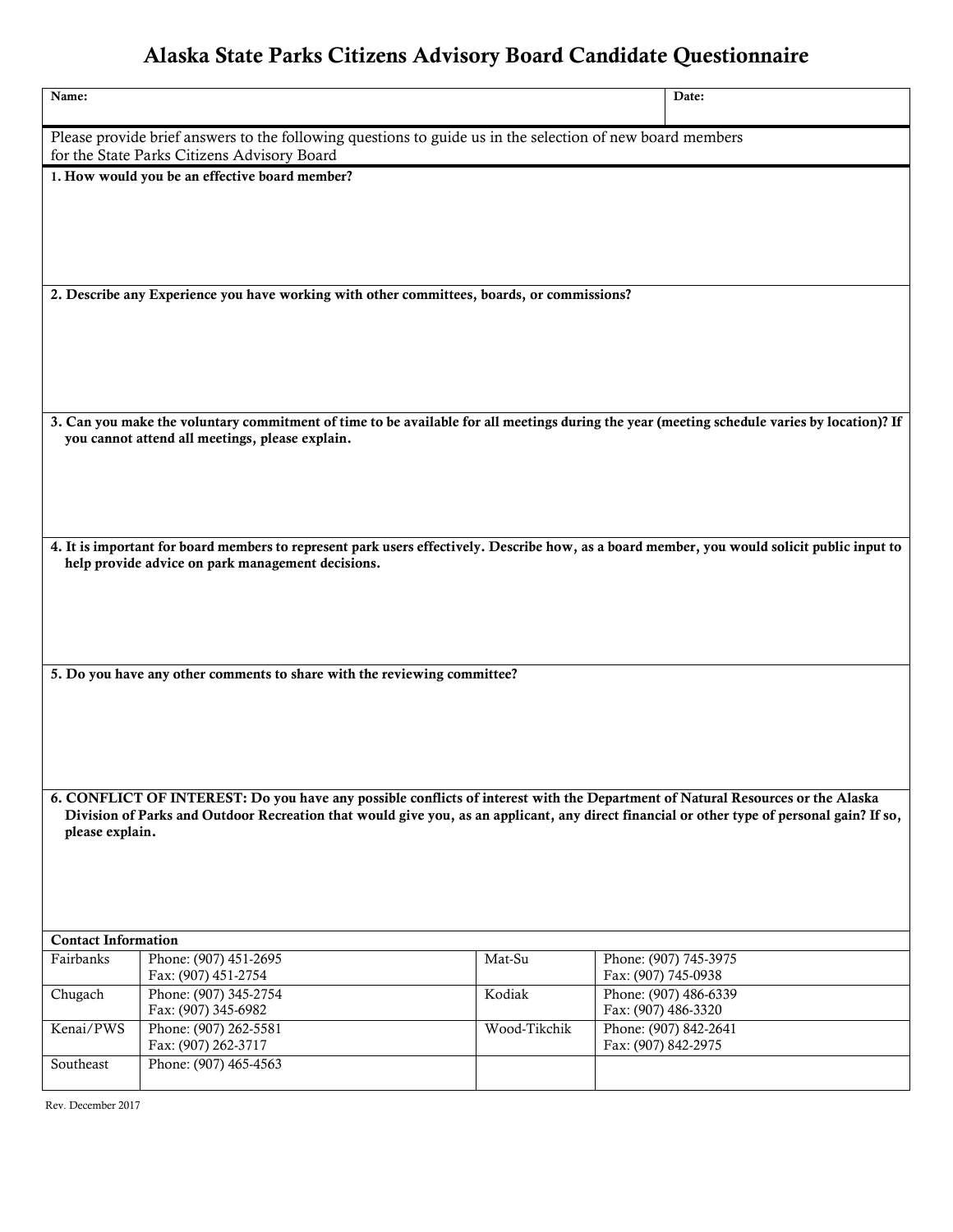# Alaska State Parks Citizens Advisory Board Candidate Questionnaire

| Name: | Date: |
| --- | --- |

Please provide brief answers to the following questions to guide us in the selection of new board members for the State Parks Citizens Advisory Board

**1. How would you be an effective board member?**

**2. Describe any Experience you have working with other committees, boards, or commissions?**

**3. Can you make the voluntary commitment of time to be available for all meetings during the year (meeting schedule varies by location)? If you cannot attend all meetings, please explain.**

**4. It is important for board members to represent park users effectively. Describe how, as a board member, you would solicit public input to help provide advice on park management decisions.**

**5. Do you have any other comments to share with the reviewing committee?**

**6. CONFLICT OF INTEREST: Do you have any possible conflicts of interest with the Department of Natural Resources or the Alaska Division of Parks and Outdoor Recreation that would give you, as an applicant, any direct financial or other type of personal gain? If so, please explain.**

**Contact Information**

| | | | |
| --- | --- | --- | --- |
| Fairbanks | Phone: (907) 451-2695<br>Fax: (907) 451-2754 | Mat-Su | Phone: (907) 745-3975<br>Fax: (907) 745-0938 |
| Chugach | Phone: (907) 345-2754<br>Fax: (907) 345-6982 | Kodiak | Phone: (907) 486-6339<br>Fax: (907) 486-3320 |
| Kenai/PWS | Phone: (907) 262-5581<br>Fax: (907) 262-3717 | Wood-Tikchik | Phone: (907) 842-2641<br>Fax: (907) 842-2975 |
| Southeast | Phone: (907) 465-4563 | | |

Rev. December 2017